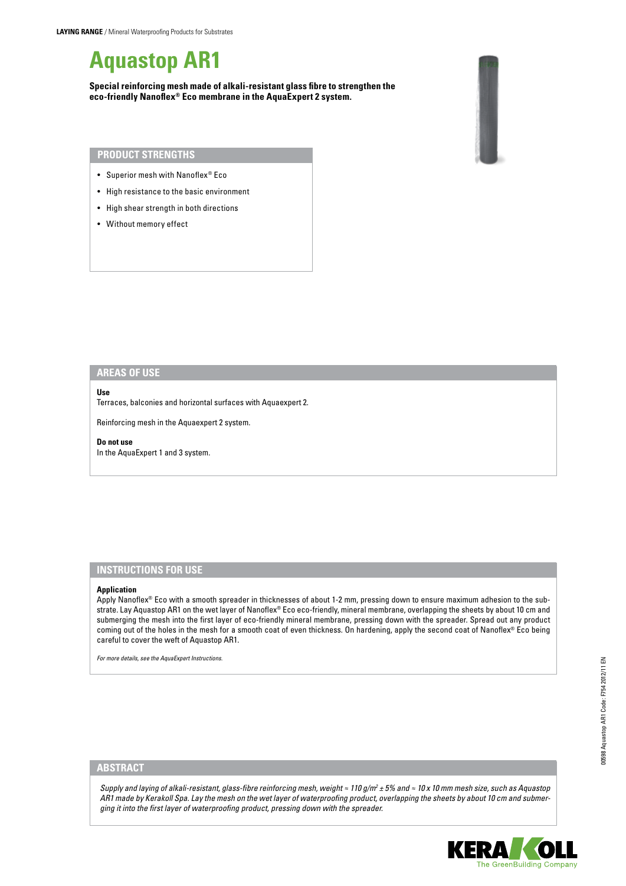# Aquastop AR1

**Special reinforcing mesh made of alkali-resistant glass fibre to strengthen the eco-friendly Nanoflex® Eco membrane in the AquaExpert 2 system.**

## PRODUCT STRENGTHS

- Superior mesh with Nanoflex® Eco
- High resistance to the basic environment
- High shear strength in both directions
- Without memory effect

## AREAS OF USE

**Use**

Terraces, balconies and horizontal surfaces with Aquaexpert 2.

Reinforcing mesh in the Aquaexpert 2 system.

**Do not use**

In the AquaExpert 1 and 3 system.

## INSTRUCTIONS FOR USE

**Application**

Apply Nanoflex® Eco with a smooth spreader in thicknesses of about 1-2 mm, pressing down to ensure maximum adhesion to the substrate. Lay Aquastop AR1 on the wet layer of Nanoflex® Eco eco-friendly, mineral membrane, overlapping the sheets by about 10 cm and submerging the mesh into the first layer of eco-friendly mineral membrane, pressing down with the spreader. Spread out any product coming out of the holes in the mesh for a smooth coat of even thickness. On hardening, apply the second coat of Nanoflex® Eco being careful to cover the weft of Aquastop AR1.

*For more details, see the AquaExpert Instructions.*

## ABSTRACT

*Supply and laying of alkali-resistant, glass-fibre reinforcing mesh, weight ≈ 110 g/m² ± 5% and ≈ 10 x 10 mm mesh size, such as Aquastop AR1 made by Kerakoll Spa. Lay the mesh on the wet layer of waterproofing product, overlapping the sheets by about 10 cm and submerging it into the first layer of waterproofing product, pressing down with the spreader.*

00598 Aquastop AR1 Code: F754 2012/11 EN

KERAKOLL The GreenBuilding Company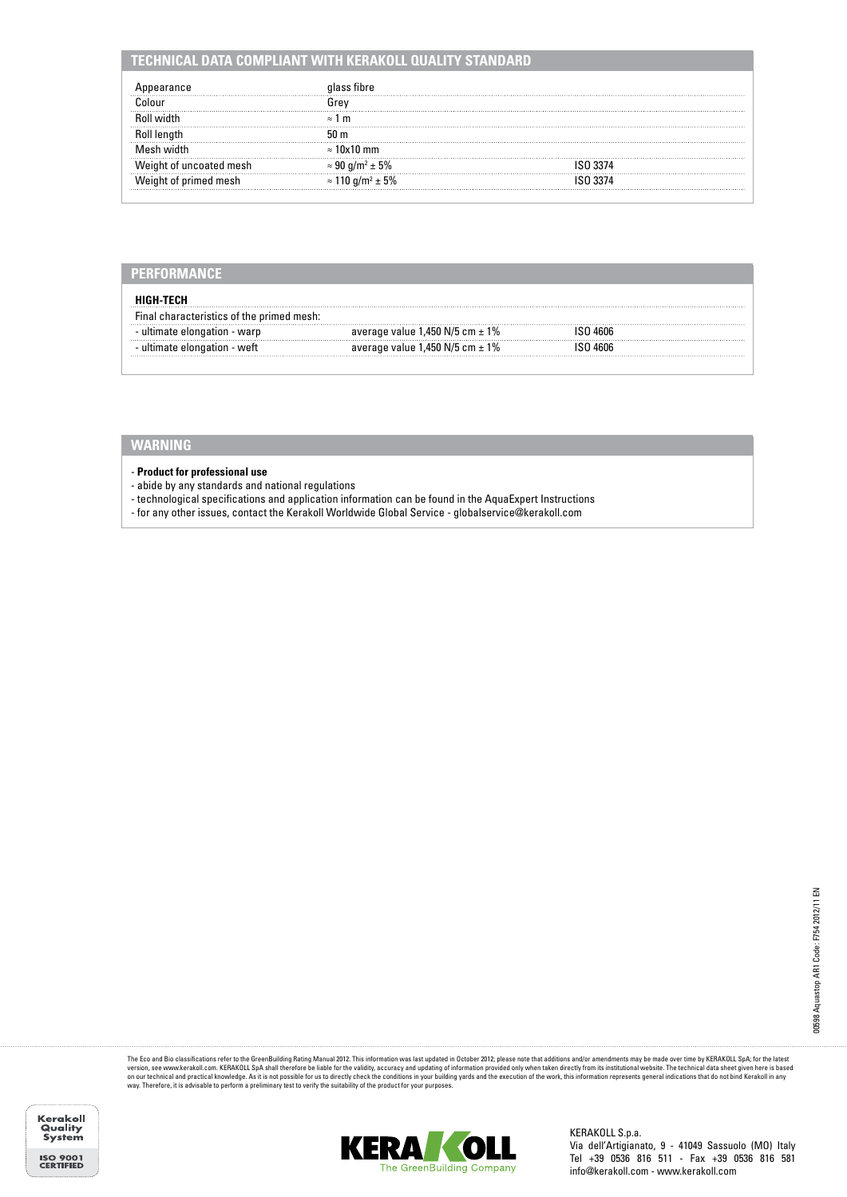## TECHNICAL DATA COMPLIANT WITH KERAKOLL QUALITY STANDARD

| | | |
|---|---|---|
| Appearance | glass fibre | |
| Colour | Grey | |
| Roll width | ≈ 1 m | |
| Roll length | 50 m | |
| Mesh width | ≈ 10x10 mm | |
| Weight of uncoated mesh | ≈ 90 g/m² ± 5% | ISO 3374 |
| Weight of primed mesh | ≈ 110 g/m² ± 5% | ISO 3374 |

## PERFORMANCE

| | | |
|---|---|---|
| **HIGH-TECH** | | |
| Final characteristics of the primed mesh: | | |
| - ultimate elongation - warp | average value 1,450 N/5 cm ± 1% | ISO 4606 |
| - ultimate elongation - weft | average value 1,450 N/5 cm ± 1% | ISO 4606 |

## WARNING

- **Product for professional use**
- abide by any standards and national regulations
- technological specifications and application information can be found in the AquaExpert Instructions
- for any other issues, contact the Kerakoll Worldwide Global Service - globalservice@kerakoll.com

00598 Aquastop AR1 Code: F754 2012/11 EN

The Eco and Bio classifications refer to the GreenBuilding Rating Manual 2012. This information was last updated in October 2012; please note that additions and/or amendments may be made over time by KERAKOLL SpA; for the latest version, see www.kerakoll.com. KERAKOLL SpA shall therefore be liable for the validity, accuracy and updating of information provided only when taken directly from its institutional website. The technical data sheet given here is based on our technical and practical knowledge. As it is not possible for us to directly check the conditions in your building yards and the execution of the work, this information represents general indications that do not bind Kerakoll in any way. Therefore, it is advisable to perform a preliminary test to verify the suitability of the product for your purposes.

Kerakoll Quality System
ISO 9001 CERTIFIED

KERAKOLL The GreenBuilding Company

KERAKOLL S.p.a.
Via dell'Artigianato, 9 - 41049 Sassuolo (MO) Italy
Tel +39 0536 816 511 - Fax +39 0536 816 581
info@kerakoll.com - www.kerakoll.com